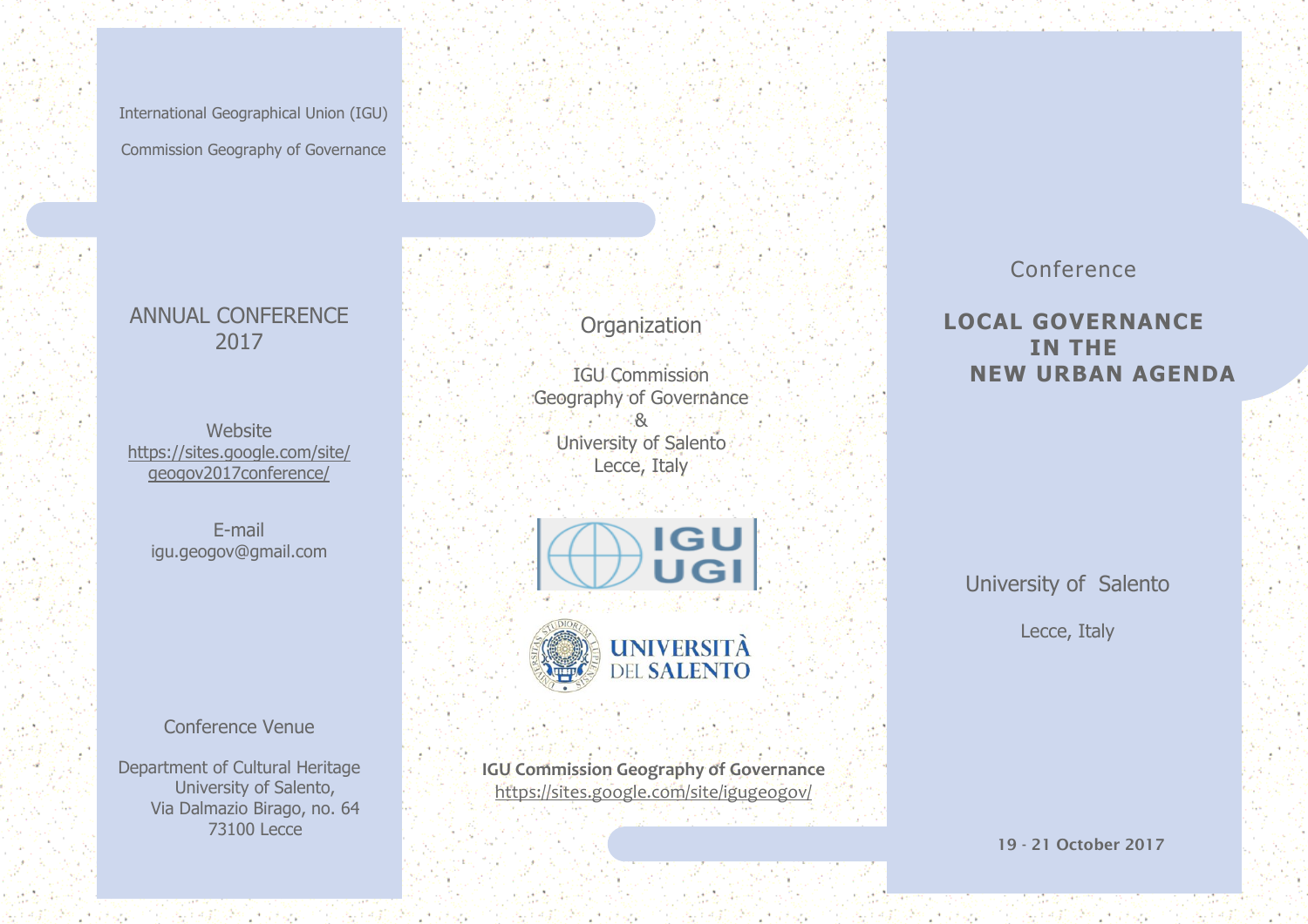International Geographical Union (IGU)

Commission Geography of Governance

## ANNUAL CONFERENCE 2017

Website
https://sites.google.com/site/geogov2017conference/

E-mail
igu.geogov@gmail.com

Conference Venue

Department of Cultural Heritage
University of Salento,
Via Dalmazio Birago, no. 64
73100 Lecce

## Organization

IGU Commission
Geography of Governance
&
University of Salento
Lecce, Italy

**IGU Commission Geography of Governance**
https://sites.google.com/site/igugeogov/

Conference

# LOCAL GOVERNANCE IN THE NEW URBAN AGENDA

University of Salento

Lecce, Italy

**19 - 21 October 2017**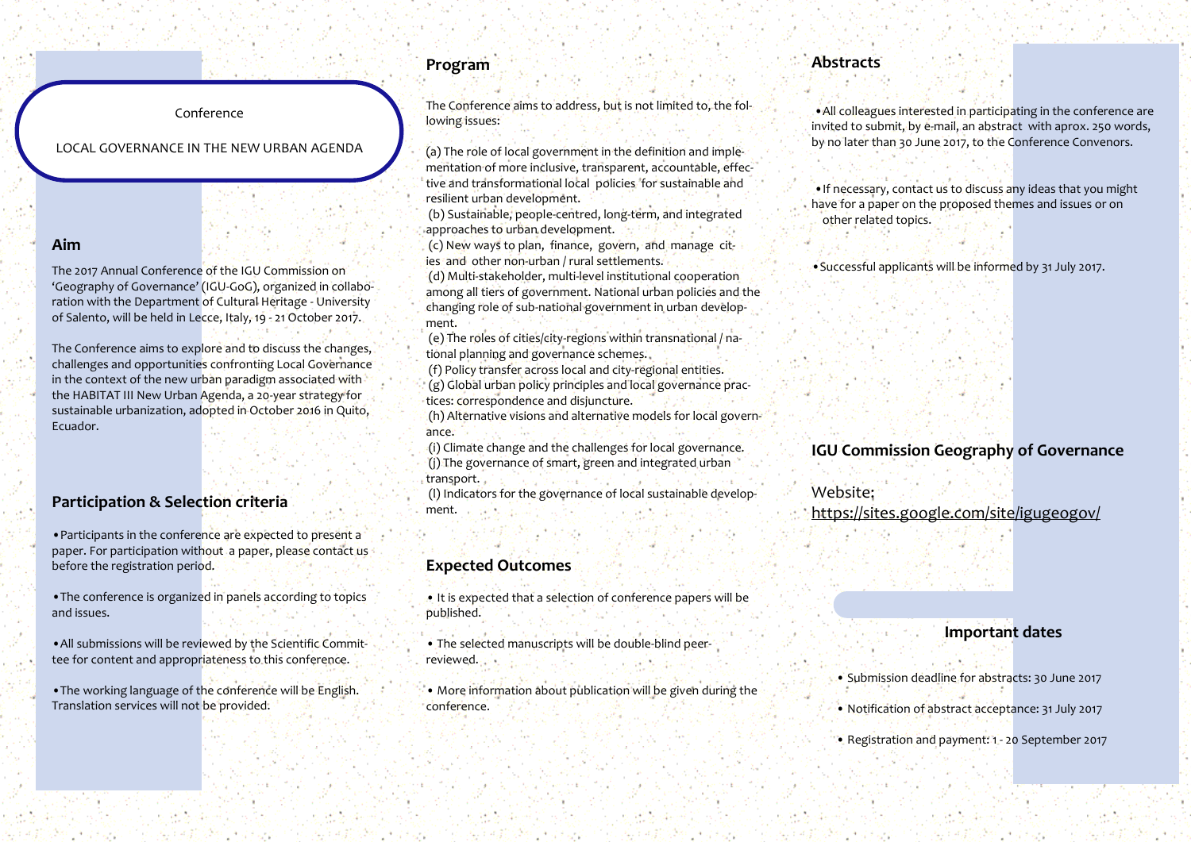Conference

LOCAL GOVERNANCE IN THE NEW URBAN AGENDA

## Aim

The 2017 Annual Conference of the IGU Commission on 'Geography of Governance' (IGU-GoG), organized in collaboration with the Department of Cultural Heritage - University of Salento, will be held in Lecce, Italy, 19 - 21 October 2017.

The Conference aims to explore and to discuss the changes, challenges and opportunities confronting Local Governance in the context of the new urban paradigm associated with the HABITAT III New Urban Agenda, a 20-year strategy for sustainable urbanization, adopted in October 2016 in Quito, Ecuador.

## Participation & Selection criteria

- Participants in the conference are expected to present a paper. For participation without a paper, please contact us before the registration period.
- The conference is organized in panels according to topics and issues.
- All submissions will be reviewed by the Scientific Committee for content and appropriateness to this conference.
- The working language of the conference will be English. Translation services will not be provided.

## Program

The Conference aims to address, but is not limited to, the following issues:

(a) The role of local government in the definition and implementation of more inclusive, transparent, accountable, effective and transformational local policies for sustainable and resilient urban development.
(b) Sustainable, people-centred, long-term, and integrated approaches to urban development.
(c) New ways to plan, finance, govern, and manage cities and other non-urban / rural settlements.
(d) Multi-stakeholder, multi-level institutional cooperation among all tiers of government. National urban policies and the changing role of sub-national government in urban development.
(e) The roles of cities/city-regions within transnational / national planning and governance schemes.
(f) Policy transfer across local and city-regional entities.
(g) Global urban policy principles and local governance practices: correspondence and disjuncture.
(h) Alternative visions and alternative models for local governance.
(i) Climate change and the challenges for local governance.
(j) The governance of smart, green and integrated urban transport.
(l) Indicators for the governance of local sustainable development.

## Expected Outcomes

- It is expected that a selection of conference papers will be published.
- The selected manuscripts will be double-blind peer-reviewed.
- More information about publication will be given during the conference.

## Abstracts

- All colleagues interested in participating in the conference are invited to submit, by e-mail, an abstract with aprox. 250 words, by no later than 30 June 2017, to the Conference Convenors.
- If necessary, contact us to discuss any ideas that you might have for a paper on the proposed themes and issues or on other related topics.
- Successful applicants will be informed by 31 July 2017.

## IGU Commission Geography of Governance

Website:
https://sites.google.com/site/igugeogov/

## Important dates

- Submission deadline for abstracts: 30 June 2017
- Notification of abstract acceptance: 31 July 2017
- Registration and payment: 1 - 20 September 2017